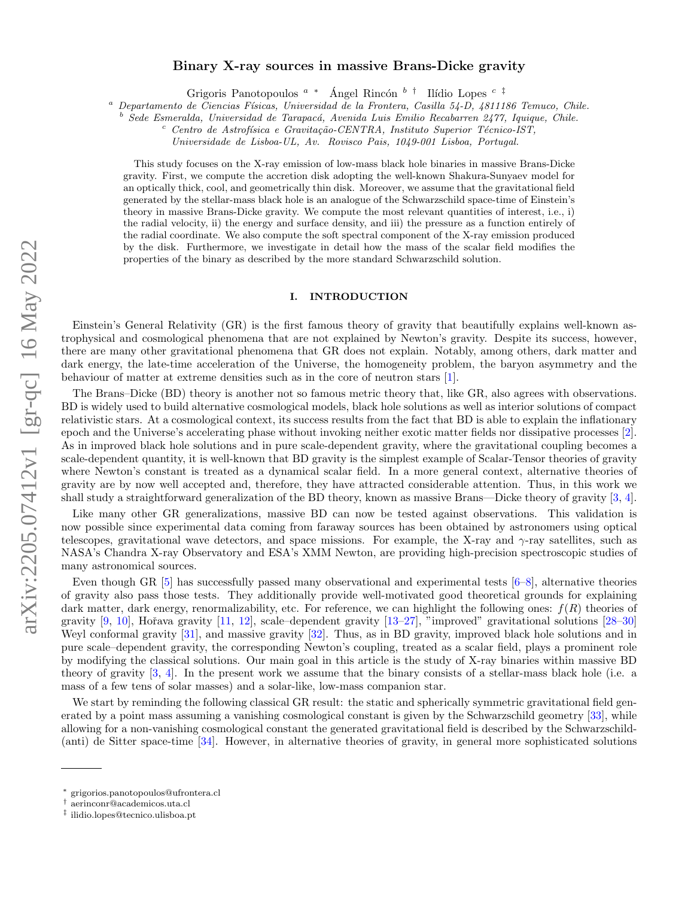# Binary X-ray sources in massive Brans-Dicke gravity

Grigoris Panotopoulos [a] [*] Ángel Rincón [b] [†] Ilídio Lopes [c] [‡]

[a] *Departamento de Ciencias Físicas, Universidad de la Frontera, Casilla 54-D, 4811186 Temuco, Chile.*
[b] *Sede Esmeralda, Universidad de Tarapacá, Avenida Luis Emilio Recabarren 2477, Iquique, Chile.*
[c] *Centro de Astrofísica e Gravitação-CENTRA, Instituto Superior Técnico-IST, Universidade de Lisboa-UL, Av. Rovisco Pais, 1049-001 Lisboa, Portugal.*

This study focuses on the X-ray emission of low-mass black hole binaries in massive Brans-Dicke gravity. First, we compute the accretion disk adopting the well-known Shakura-Sunyaev model for an optically thick, cool, and geometrically thin disk. Moreover, we assume that the gravitational field generated by the stellar-mass black hole is an analogue of the Schwarzschild space-time of Einstein's theory in massive Brans-Dicke gravity. We compute the most relevant quantities of interest, i.e., i) the radial velocity, ii) the energy and surface density, and iii) the pressure as a function entirely of the radial coordinate. We also compute the soft spectral component of the X-ray emission produced by the disk. Furthermore, we investigate in detail how the mass of the scalar field modifies the properties of the binary as described by the more standard Schwarzschild solution.

## I. INTRODUCTION

Einstein's General Relativity (GR) is the first famous theory of gravity that beautifully explains well-known astrophysical and cosmological phenomena that are not explained by Newton's gravity. Despite its success, however, there are many other gravitational phenomena that GR does not explain. Notably, among others, dark matter and dark energy, the late-time acceleration of the Universe, the homogeneity problem, the baryon asymmetry and the behaviour of matter at extreme densities such as in the core of neutron stars [1].

The Brans–Dicke (BD) theory is another not so famous metric theory that, like GR, also agrees with observations. BD is widely used to build alternative cosmological models, black hole solutions as well as interior solutions of compact relativistic stars. At a cosmological context, its success results from the fact that BD is able to explain the inflationary epoch and the Universe's accelerating phase without invoking neither exotic matter fields nor dissipative processes [2]. As in improved black hole solutions and in pure scale-dependent gravity, where the gravitational coupling becomes a scale-dependent quantity, it is well-known that BD gravity is the simplest example of Scalar-Tensor theories of gravity where Newton's constant is treated as a dynamical scalar field. In a more general context, alternative theories of gravity are by now well accepted and, therefore, they have attracted considerable attention. Thus, in this work we shall study a straightforward generalization of the BD theory, known as massive Brans—Dicke theory of gravity [3, 4].

Like many other GR generalizations, massive BD can now be tested against observations. This validation is now possible since experimental data coming from faraway sources has been obtained by astronomers using optical telescopes, gravitational wave detectors, and space missions. For example, the X-ray and $\gamma$-ray satellites, such as NASA's Chandra X-ray Observatory and ESA's XMM Newton, are providing high-precision spectroscopic studies of many astronomical sources.

Even though GR [5] has successfully passed many observational and experimental tests [6–8], alternative theories of gravity also pass those tests. They additionally provide well-motivated good theoretical grounds for explaining dark matter, dark energy, renormalizability, etc. For reference, we can highlight the following ones: $f(R)$ theories of gravity [9, 10], Hořava gravity [11, 12], scale–dependent gravity [13–27], "improved" gravitational solutions [28–30] Weyl conformal gravity [31], and massive gravity [32]. Thus, as in BD gravity, improved black hole solutions and in pure scale–dependent gravity, the corresponding Newton's coupling, treated as a scalar field, plays a prominent role by modifying the classical solutions. Our main goal in this article is the study of X-ray binaries within massive BD theory of gravity [3, 4]. In the present work we assume that the binary consists of a stellar-mass black hole (i.e. a mass of a few tens of solar masses) and a solar-like, low-mass companion star.

We start by reminding the following classical GR result: the static and spherically symmetric gravitational field generated by a point mass assuming a vanishing cosmological constant is given by the Schwarzschild geometry [33], while allowing for a non-vanishing cosmological constant the generated gravitational field is described by the Schwarzschild-(anti) de Sitter space-time [34]. However, in alternative theories of gravity, in general more sophisticated solutions

---

[*] grigorios.panotopoulos@ufrontera.cl
[†] aerinconr@academicos.uta.cl
[‡] ilidio.lopes@tecnico.ulisboa.pt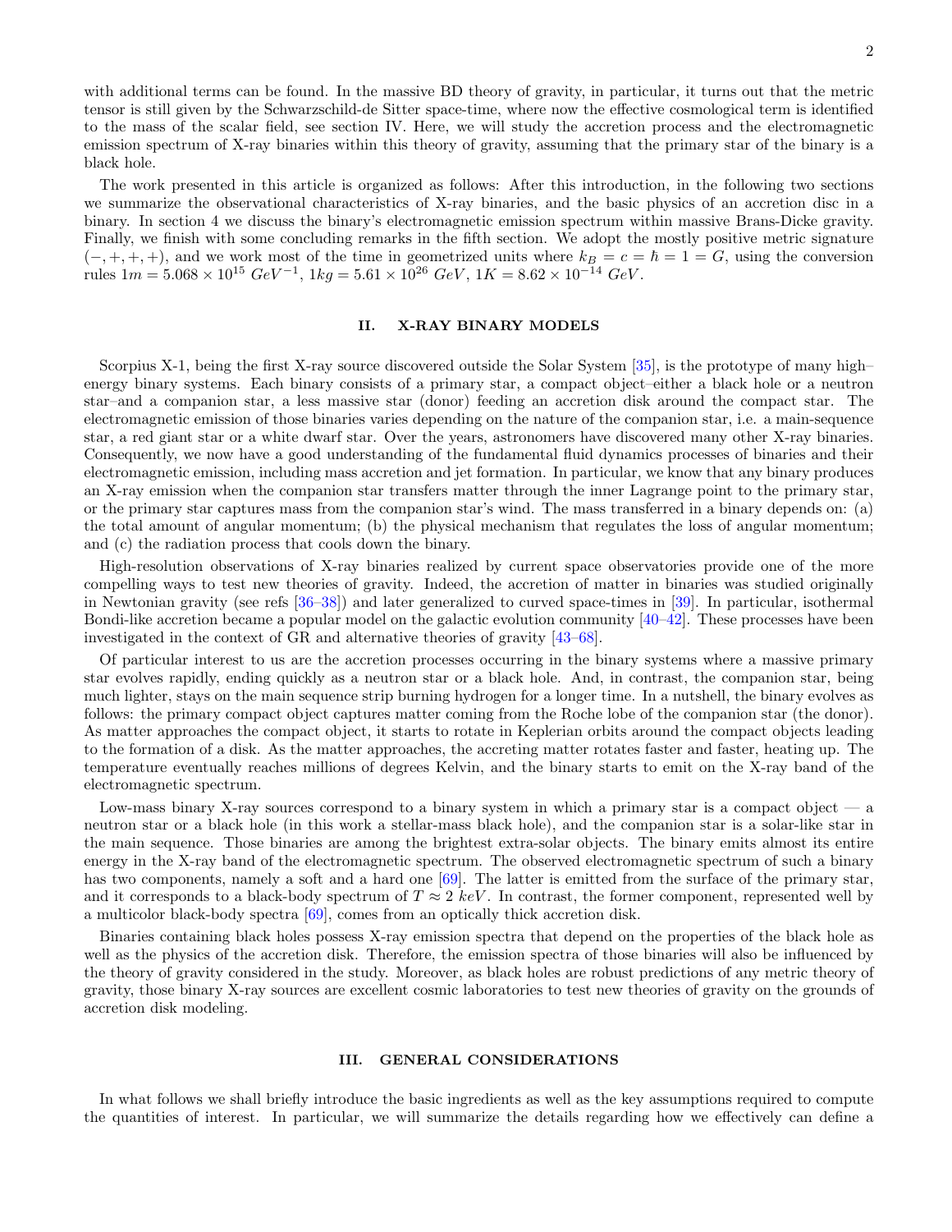with additional terms can be found. In the massive BD theory of gravity, in particular, it turns out that the metric tensor is still given by the Schwarzschild-de Sitter space-time, where now the effective cosmological term is identified to the mass of the scalar field, see section IV. Here, we will study the accretion process and the electromagnetic emission spectrum of X-ray binaries within this theory of gravity, assuming that the primary star of the binary is a black hole.

The work presented in this article is organized as follows: After this introduction, in the following two sections we summarize the observational characteristics of X-ray binaries, and the basic physics of an accretion disc in a binary. In section 4 we discuss the binary's electromagnetic emission spectrum within massive Brans-Dicke gravity. Finally, we finish with some concluding remarks in the fifth section. We adopt the mostly positive metric signature $(-,+,+,+)$, and we work most of the time in geometrized units where $k_B = c = \hbar = 1 = G$, using the conversion rules $1m = 5.068 \times 10^{15}\ GeV^{-1}$, $1kg = 5.61 \times 10^{26}\ GeV$, $1K = 8.62 \times 10^{-14}\ GeV$.

## II. X-RAY BINARY MODELS

Scorpius X-1, being the first X-ray source discovered outside the Solar System [35], is the prototype of many high–energy binary systems. Each binary consists of a primary star, a compact object–either a black hole or a neutron star–and a companion star, a less massive star (donor) feeding an accretion disk around the compact star. The electromagnetic emission of those binaries varies depending on the nature of the companion star, i.e. a main-sequence star, a red giant star or a white dwarf star. Over the years, astronomers have discovered many other X-ray binaries. Consequently, we now have a good understanding of the fundamental fluid dynamics processes of binaries and their electromagnetic emission, including mass accretion and jet formation. In particular, we know that any binary produces an X-ray emission when the companion star transfers matter through the inner Lagrange point to the primary star, or the primary star captures mass from the companion star's wind. The mass transferred in a binary depends on: (a) the total amount of angular momentum; (b) the physical mechanism that regulates the loss of angular momentum; and (c) the radiation process that cools down the binary.

High-resolution observations of X-ray binaries realized by current space observatories provide one of the more compelling ways to test new theories of gravity. Indeed, the accretion of matter in binaries was studied originally in Newtonian gravity (see refs [36–38]) and later generalized to curved space-times in [39]. In particular, isothermal Bondi-like accretion became a popular model on the galactic evolution community [40–42]. These processes have been investigated in the context of GR and alternative theories of gravity [43–68].

Of particular interest to us are the accretion processes occurring in the binary systems where a massive primary star evolves rapidly, ending quickly as a neutron star or a black hole. And, in contrast, the companion star, being much lighter, stays on the main sequence strip burning hydrogen for a longer time. In a nutshell, the binary evolves as follows: the primary compact object captures matter coming from the Roche lobe of the companion star (the donor). As matter approaches the compact object, it starts to rotate in Keplerian orbits around the compact objects leading to the formation of a disk. As the matter approaches, the accreting matter rotates faster and faster, heating up. The temperature eventually reaches millions of degrees Kelvin, and the binary starts to emit on the X-ray band of the electromagnetic spectrum.

Low-mass binary X-ray sources correspond to a binary system in which a primary star is a compact object — a neutron star or a black hole (in this work a stellar-mass black hole), and the companion star is a solar-like star in the main sequence. Those binaries are among the brightest extra-solar objects. The binary emits almost its entire energy in the X-ray band of the electromagnetic spectrum. The observed electromagnetic spectrum of such a binary has two components, namely a soft and a hard one [69]. The latter is emitted from the surface of the primary star, and it corresponds to a black-body spectrum of $T \approx 2\ keV$. In contrast, the former component, represented well by a multicolor black-body spectra [69], comes from an optically thick accretion disk.

Binaries containing black holes possess X-ray emission spectra that depend on the properties of the black hole as well as the physics of the accretion disk. Therefore, the emission spectra of those binaries will also be influenced by the theory of gravity considered in the study. Moreover, as black holes are robust predictions of any metric theory of gravity, those binary X-ray sources are excellent cosmic laboratories to test new theories of gravity on the grounds of accretion disk modeling.

## III. GENERAL CONSIDERATIONS

In what follows we shall briefly introduce the basic ingredients as well as the key assumptions required to compute the quantities of interest. In particular, we will summarize the details regarding how we effectively can define a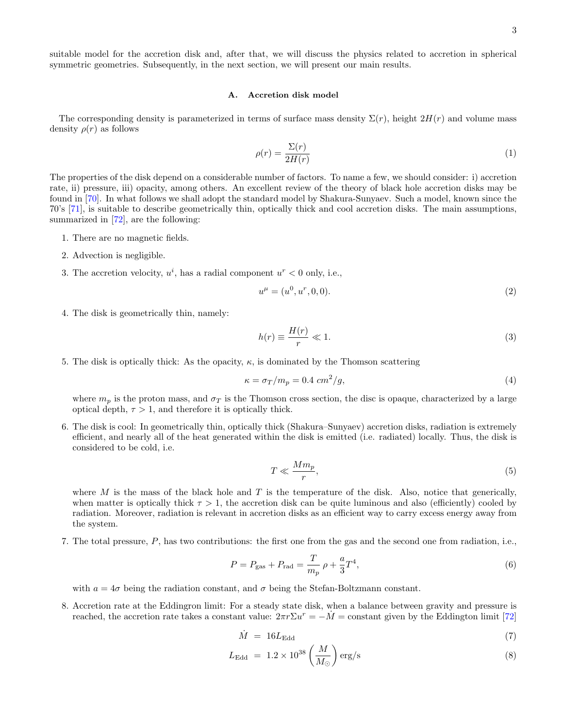suitable model for the accretion disk and, after that, we will discuss the physics related to accretion in spherical symmetric geometries. Subsequently, in the next section, we will present our main results.

### A. Accretion disk model

The corresponding density is parameterized in terms of surface mass density $\Sigma(r)$, height $2H(r)$ and volume mass density $\rho(r)$ as follows

$$\rho(r) = \frac{\Sigma(r)}{2H(r)} \tag{1}$$

The properties of the disk depend on a considerable number of factors. To name a few, we should consider: i) accretion rate, ii) pressure, iii) opacity, among others. An excellent review of the theory of black hole accretion disks may be found in [70]. In what follows we shall adopt the standard model by Shakura-Sunyaev. Such a model, known since the 70's [71], is suitable to describe geometrically thin, optically thick and cool accretion disks. The main assumptions, summarized in [72], are the following:

1. There are no magnetic fields.

2. Advection is negligible.

3. The accretion velocity, $u^i$, has a radial component $u^r < 0$ only, i.e.,
$$u^\mu = (u^0, u^r, 0, 0). \tag{2}$$

4. The disk is geometrically thin, namely:
$$h(r) \equiv \frac{H(r)}{r} \ll 1. \tag{3}$$

5. The disk is optically thick: As the opacity, $\kappa$, is dominated by the Thomson scattering
$$\kappa = \sigma_T/m_p = 0.4 \ cm^2/g, \tag{4}$$
where $m_p$ is the proton mass, and $\sigma_T$ is the Thomson cross section, the disc is opaque, characterized by a large optical depth, $\tau > 1$, and therefore it is optically thick.

6. The disk is cool: In geometrically thin, optically thick (Shakura–Sunyaev) accretion disks, radiation is extremely efficient, and nearly all of the heat generated within the disk is emitted (i.e. radiated) locally. Thus, the disk is considered to be cold, i.e.
$$T \ll \frac{M m_p}{r}, \tag{5}$$
where $M$ is the mass of the black hole and $T$ is the temperature of the disk. Also, notice that generically, when matter is optically thick $\tau > 1$, the accretion disk can be quite luminous and also (efficiently) cooled by radiation. Moreover, radiation is relevant in accretion disks as an efficient way to carry excess energy away from the system.

7. The total pressure, $P$, has two contributions: the first one from the gas and the second one from radiation, i.e.,
$$P = P_{\text{gas}} + P_{\text{rad}} = \frac{T}{m_p}\,\rho + \frac{a}{3}T^4, \tag{6}$$
with $a = 4\sigma$ being the radiation constant, and $\sigma$ being the Stefan-Boltzmann constant.

8. Accretion rate at the Eddingron limit: For a steady state disk, when a balance between gravity and pressure is reached, the accretion rate takes a constant value: $2\pi r \Sigma u^r = -\dot{M} = \text{constant}$ given by the Eddington limit [72]
$$\dot{M} \ = \ 16 L_{\text{Edd}} \tag{7}$$
$$L_{\text{Edd}} \ = \ 1.2 \times 10^{38} \left(\frac{M}{M_\odot}\right) \text{erg/s} \tag{8}$$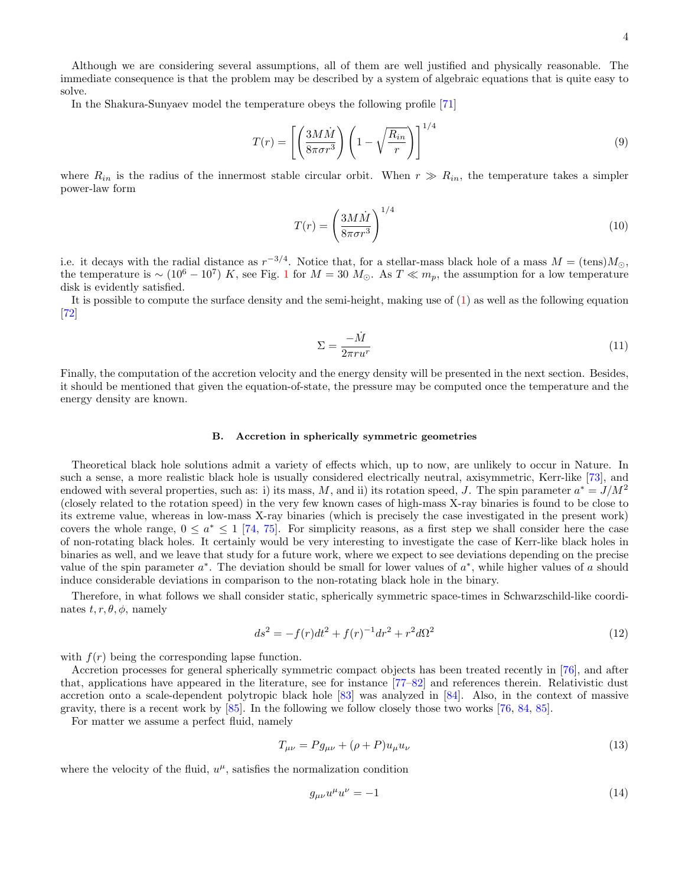Although we are considering several assumptions, all of them are well justified and physically reasonable. The immediate consequence is that the problem may be described by a system of algebraic equations that is quite easy to solve.

In the Shakura-Sunyaev model the temperature obeys the following profile [71]

$$T(r) = \left[ \left( \frac{3M\dot{M}}{8\pi\sigma r^3} \right) \left( 1 - \sqrt{\frac{R_{in}}{r}} \right) \right]^{1/4} \tag{9}$$

where $R_{in}$ is the radius of the innermost stable circular orbit. When $r \gg R_{in}$, the temperature takes a simpler power-law form

$$T(r) = \left( \frac{3M\dot{M}}{8\pi\sigma r^3} \right)^{1/4} \tag{10}$$

i.e. it decays with the radial distance as $r^{-3/4}$. Notice that, for a stellar-mass black hole of a mass $M = (\text{tens})M_{\odot}$, the temperature is $\sim (10^6 - 10^7)\ K$, see Fig. 1 for $M = 30\ M_{\odot}$. As $T \ll m_p$, the assumption for a low temperature disk is evidently satisfied.

It is possible to compute the surface density and the semi-height, making use of (1) as well as the following equation [72]

$$\Sigma = \frac{-\dot{M}}{2\pi r u^r} \tag{11}$$

Finally, the computation of the accretion velocity and the energy density will be presented in the next section. Besides, it should be mentioned that given the equation-of-state, the pressure may be computed once the temperature and the energy density are known.

### B. Accretion in spherically symmetric geometries

Theoretical black hole solutions admit a variety of effects which, up to now, are unlikely to occur in Nature. In such a sense, a more realistic black hole is usually considered electrically neutral, axisymmetric, Kerr-like [73], and endowed with several properties, such as: i) its mass, $M$, and ii) its rotation speed, $J$. The spin parameter $a^* = J/M^2$ (closely related to the rotation speed) in the very few known cases of high-mass X-ray binaries is found to be close to its extreme value, whereas in low-mass X-ray binaries (which is precisely the case investigated in the present work) covers the whole range, $0 \leq a^* \leq 1$ [74, 75]. For simplicity reasons, as a first step we shall consider here the case of non-rotating black holes. It certainly would be very interesting to investigate the case of Kerr-like black holes in binaries as well, and we leave that study for a future work, where we expect to see deviations depending on the precise value of the spin parameter $a^*$. The deviation should be small for lower values of $a^*$, while higher values of $a$ should induce considerable deviations in comparison to the non-rotating black hole in the binary.

Therefore, in what follows we shall consider static, spherically symmetric space-times in Schwarzschild-like coordinates $t, r, \theta, \phi$, namely

$$ds^2 = -f(r)dt^2 + f(r)^{-1}dr^2 + r^2 d\Omega^2 \tag{12}$$

with $f(r)$ being the corresponding lapse function.

Accretion processes for general spherically symmetric compact objects has been treated recently in [76], and after that, applications have appeared in the literature, see for instance [77–82] and references therein. Relativistic dust accretion onto a scale-dependent polytropic black hole [83] was analyzed in [84]. Also, in the context of massive gravity, there is a recent work by [85]. In the following we follow closely those two works [76, 84, 85].

For matter we assume a perfect fluid, namely

$$T_{\mu\nu} = P g_{\mu\nu} + (\rho + P) u_\mu u_\nu \tag{13}$$

where the velocity of the fluid, $u^\mu$, satisfies the normalization condition

$$g_{\mu\nu} u^\mu u^\nu = -1 \tag{14}$$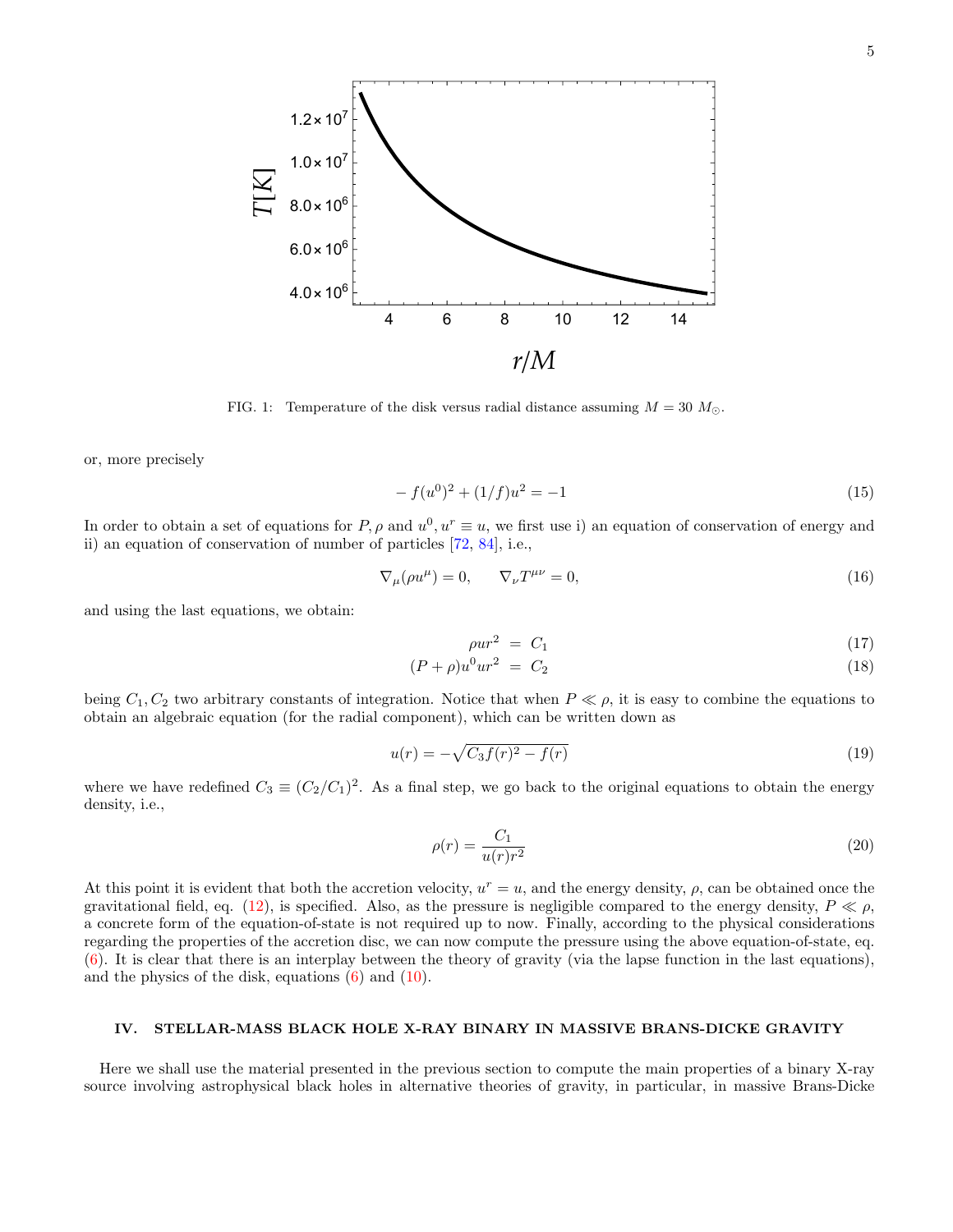FIG. 1: Temperature of the disk versus radial distance assuming $M = 30\ M_{\odot}$.

or, more precisely

$$
-f(u^0)^2 + (1/f)u^2 = -1 \tag{15}
$$

In order to obtain a set of equations for $P, \rho$ and $u^0, u^r \equiv u$, we first use i) an equation of conservation of energy and ii) an equation of conservation of number of particles [72, 84], i.e.,

$$
\nabla_\mu(\rho u^\mu) = 0, \qquad \nabla_\nu T^{\mu\nu} = 0, \tag{16}
$$

and using the last equations, we obtain:

$$
\rho u r^2 \ = \ C_1 \tag{17}
$$

$$
(P + \rho)u^0 u r^2 \ = \ C_2 \tag{18}
$$

being $C_1, C_2$ two arbitrary constants of integration. Notice that when $P \ll \rho$, it is easy to combine the equations to obtain an algebraic equation (for the radial component), which can be written down as

$$
u(r) = -\sqrt{C_3 f(r)^2 - f(r)} \tag{19}
$$

where we have redefined $C_3 \equiv (C_2/C_1)^2$. As a final step, we go back to the original equations to obtain the energy density, i.e.,

$$
\rho(r) = \frac{C_1}{u(r) r^2} \tag{20}
$$

At this point it is evident that both the accretion velocity, $u^r = u$, and the energy density, $\rho$, can be obtained once the gravitational field, eq. (12), is specified. Also, as the pressure is negligible compared to the energy density, $P \ll \rho$, a concrete form of the equation-of-state is not required up to now. Finally, according to the physical considerations regarding the properties of the accretion disc, we can now compute the pressure using the above equation-of-state, eq. (6). It is clear that there is an interplay between the theory of gravity (via the lapse function in the last equations), and the physics of the disk, equations (6) and (10).

## IV. STELLAR-MASS BLACK HOLE X-RAY BINARY IN MASSIVE BRANS-DICKE GRAVITY

Here we shall use the material presented in the previous section to compute the main properties of a binary X-ray source involving astrophysical black holes in alternative theories of gravity, in particular, in massive Brans-Dicke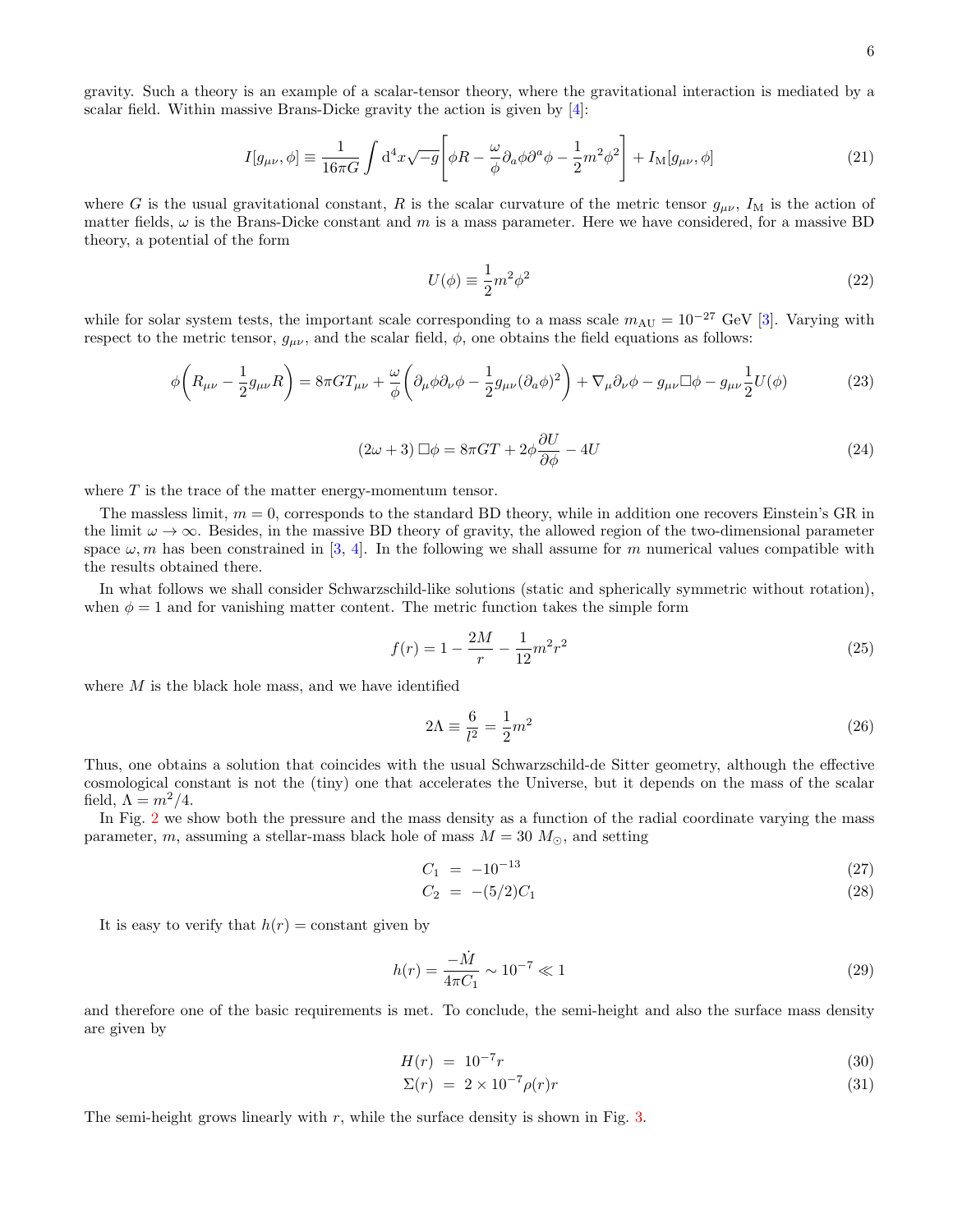gravity. Such a theory is an example of a scalar-tensor theory, where the gravitational interaction is mediated by a scalar field. Within massive Brans-Dicke gravity the action is given by [4]:

$$I[g_{\mu\nu}, \phi] \equiv \frac{1}{16\pi G} \int \mathrm{d}^4x \sqrt{-g} \Bigg[ \phi R - \frac{\omega}{\phi} \partial_a \phi \partial^a \phi - \frac{1}{2} m^2 \phi^2 \Bigg] + I_{\mathrm{M}}[g_{\mu\nu}, \phi] \tag{21}$$

where $G$ is the usual gravitational constant, $R$ is the scalar curvature of the metric tensor $g_{\mu\nu}$, $I_{\mathrm{M}}$ is the action of matter fields, $\omega$ is the Brans-Dicke constant and $m$ is a mass parameter. Here we have considered, for a massive BD theory, a potential of the form

$$U(\phi) \equiv \frac{1}{2} m^2 \phi^2 \tag{22}$$

while for solar system tests, the important scale corresponding to a mass scale $m_{\mathrm{AU}} = 10^{-27}$ GeV [3]. Varying with respect to the metric tensor, $g_{\mu\nu}$, and the scalar field, $\phi$, one obtains the field equations as follows:

$$\phi \Bigg( R_{\mu\nu} - \frac{1}{2} g_{\mu\nu} R \Bigg) = 8\pi G T_{\mu\nu} + \frac{\omega}{\phi} \Bigg( \partial_\mu \phi \partial_\nu \phi - \frac{1}{2} g_{\mu\nu} (\partial_a \phi)^2 \Bigg) + \nabla_\mu \partial_\nu \phi - g_{\mu\nu} \Box \phi - g_{\mu\nu} \frac{1}{2} U(\phi) \tag{23}$$

$$(2\omega + 3) \, \Box \phi = 8\pi G T + 2\phi \frac{\partial U}{\partial \phi} - 4U \tag{24}$$

where $T$ is the trace of the matter energy-momentum tensor.

The massless limit, $m = 0$, corresponds to the standard BD theory, while in addition one recovers Einstein's GR in the limit $\omega \rightarrow \infty$. Besides, in the massive BD theory of gravity, the allowed region of the two-dimensional parameter space $\omega, m$ has been constrained in [3, 4]. In the following we shall assume for $m$ numerical values compatible with the results obtained there.

In what follows we shall consider Schwarzschild-like solutions (static and spherically symmetric without rotation), when $\phi = 1$ and for vanishing matter content. The metric function takes the simple form

$$f(r) = 1 - \frac{2M}{r} - \frac{1}{12} m^2 r^2 \tag{25}$$

where $M$ is the black hole mass, and we have identified

$$2\Lambda \equiv \frac{6}{l^2} = \frac{1}{2} m^2 \tag{26}$$

Thus, one obtains a solution that coincides with the usual Schwarzschild-de Sitter geometry, although the effective cosmological constant is not the (tiny) one that accelerates the Universe, but it depends on the mass of the scalar field, $\Lambda = m^2/4$.

In Fig. 2 we show both the pressure and the mass density as a function of the radial coordinate varying the mass parameter, $m$, assuming a stellar-mass black hole of mass $M = 30 \ M_\odot$, and setting

$$C_1 = -10^{-13} \tag{27}$$

$$C_2 = -(5/2) C_1 \tag{28}$$

It is easy to verify that $h(r) =$ constant given by

$$h(r) = \frac{-\dot{M}}{4\pi C_1} \sim 10^{-7} \ll 1 \tag{29}$$

and therefore one of the basic requirements is met. To conclude, the semi-height and also the surface mass density are given by

$$H(r) = 10^{-7} r \tag{30}$$

$$\Sigma(r) = 2 \times 10^{-7} \rho(r) r \tag{31}$$

The semi-height grows linearly with $r$, while the surface density is shown in Fig. 3.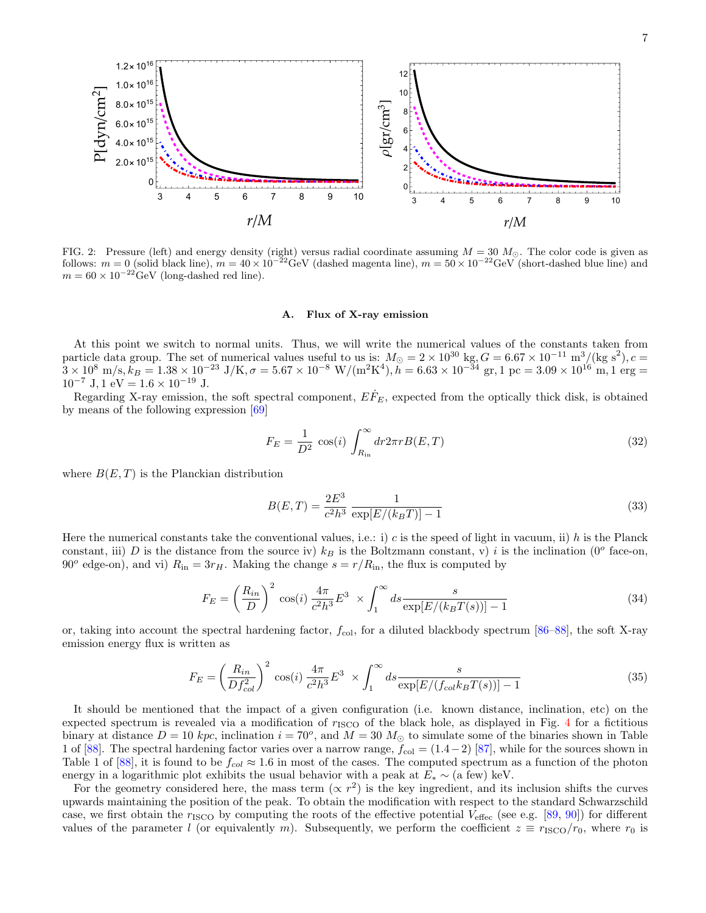FIG. 2: Pressure (left) and energy density (right) versus radial coordinate assuming $M = 30\ M_{\odot}$. The color code is given as follows: $m = 0$ (solid black line), $m = 40 \times 10^{-22}$GeV (dashed magenta line), $m = 50 \times 10^{-22}$GeV (short-dashed blue line) and $m = 60 \times 10^{-22}$GeV (long-dashed red line).

### A. Flux of X-ray emission

At this point we switch to normal units. Thus, we will write the numerical values of the constants taken from particle data group. The set of numerical values useful to us is: $M_{\odot} = 2 \times 10^{30}$ kg, $G = 6.67 \times 10^{-11}$ m$^3$/(kg s$^2$), $c = 3 \times 10^8$ m/s, $k_B = 1.38 \times 10^{-23}$ J/K, $\sigma = 5.67 \times 10^{-8}$ W/(m$^2$K$^4$), $h = 6.63 \times 10^{-34}$ gr, 1 pc $= 3.09 \times 10^{16}$ m, 1 erg $= 10^{-7}$ J, 1 eV $= 1.6 \times 10^{-19}$ J.

Regarding X-ray emission, the soft spectral component, $E\dot{F}_E$, expected from the optically thick disk, is obtained by means of the following expression [69]

$$F_E = \frac{1}{D^2}\ \cos(i) \int_{R_{\text{in}}}^{\infty} dr 2\pi r B(E,T) \tag{32}$$

where $B(E,T)$ is the Planckian distribution

$$B(E,T) = \frac{2E^3}{c^2h^3}\,\frac{1}{\exp[E/(k_BT)] - 1} \tag{33}$$

Here the numerical constants take the conventional values, i.e.: i) $c$ is the speed of light in vacuum, ii) $h$ is the Planck constant, iii) $D$ is the distance from the source iv) $k_B$ is the Boltzmann constant, v) $i$ is the inclination ($0^o$ face-on, $90^o$ edge-on), and vi) $R_{\text{in}} = 3r_H$. Making the change $s = r/R_{\text{in}}$, the flux is computed by

$$F_E = \left(\frac{R_{in}}{D}\right)^2\ \cos(i)\,\frac{4\pi}{c^2h^3}E^3\ \times \int_1^{\infty} ds \frac{s}{\exp[E/(k_BT(s))] - 1} \tag{34}$$

or, taking into account the spectral hardening factor, $f_{\text{col}}$, for a diluted blackbody spectrum [86–88], the soft X-ray emission energy flux is written as

$$F_E = \left(\frac{R_{in}}{Df_{col}^2}\right)^2\ \cos(i)\,\frac{4\pi}{c^2h^3}E^3\ \times \int_1^{\infty} ds \frac{s}{\exp[E/(f_{col}k_BT(s))] - 1} \tag{35}$$

It should be mentioned that the impact of a given configuration (i.e. known distance, inclination, etc) on the expected spectrum is revealed via a modification of $r_{\text{ISCO}}$ of the black hole, as displayed in Fig. 4 for a fictitious binary at distance $D = 10\ kpc$, inclination $i = 70^o$, and $M = 30\ M_{\odot}$ to simulate some of the binaries shown in Table 1 of [88]. The spectral hardening factor varies over a narrow range, $f_{\text{col}} = (1.4-2)$ [87], while for the sources shown in Table 1 of [88], it is found to be $f_{col} \approx 1.6$ in most of the cases. The computed spectrum as a function of the photon energy in a logarithmic plot exhibits the usual behavior with a peak at $E_* \sim$ (a few) keV.

For the geometry considered here, the mass term ($\propto r^2$) is the key ingredient, and its inclusion shifts the curves upwards maintaining the position of the peak. To obtain the modification with respect to the standard Schwarzschild case, we first obtain the $r_{\text{ISCO}}$ by computing the roots of the effective potential $V_{\text{effec}}$ (see e.g. [89, 90]) for different values of the parameter $l$ (or equivalently $m$). Subsequently, we perform the coefficient $z \equiv r_{\text{ISCO}}/r_0$, where $r_0$ is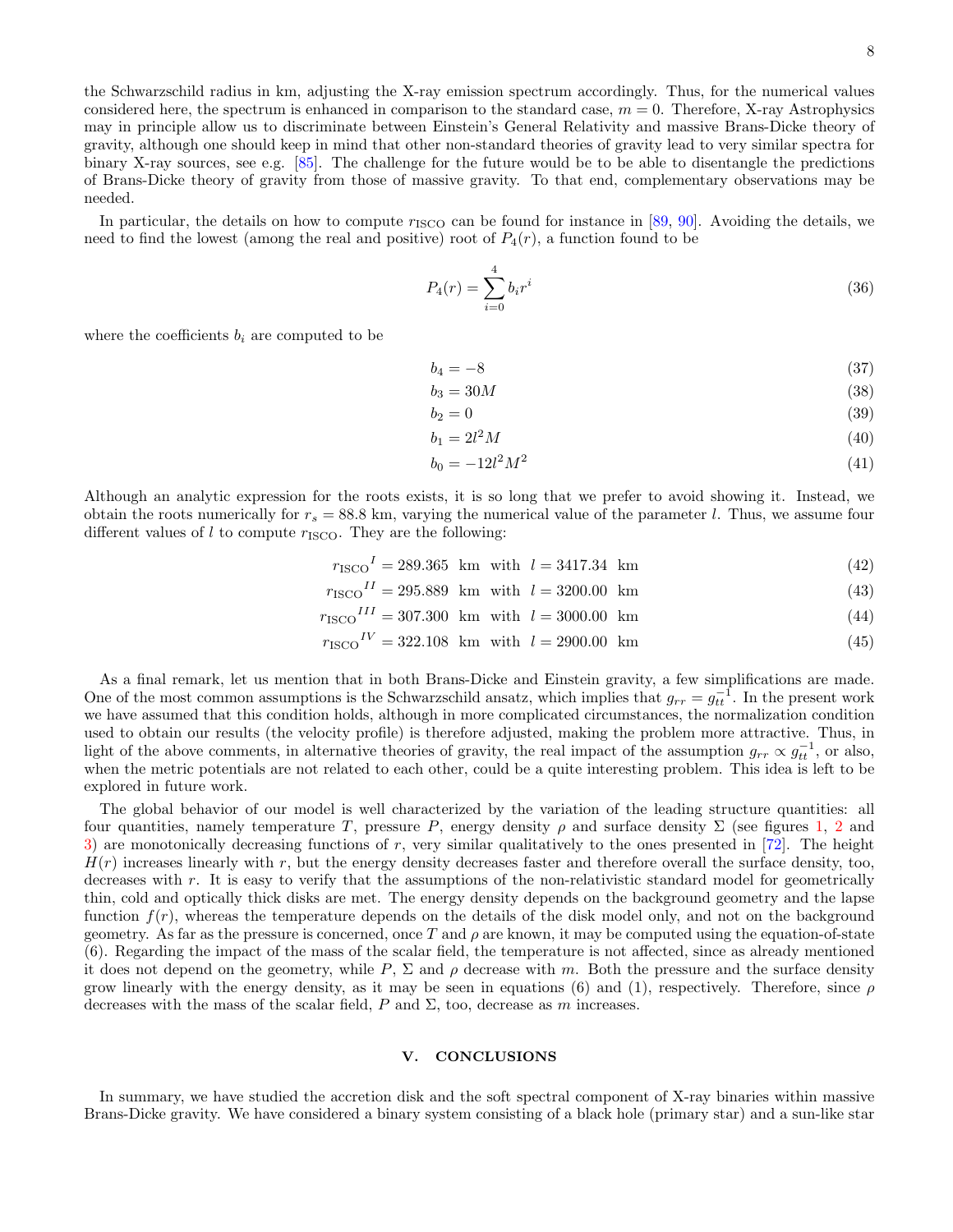the Schwarzschild radius in km, adjusting the X-ray emission spectrum accordingly. Thus, for the numerical values considered here, the spectrum is enhanced in comparison to the standard case, $m = 0$. Therefore, X-ray Astrophysics may in principle allow us to discriminate between Einstein's General Relativity and massive Brans-Dicke theory of gravity, although one should keep in mind that other non-standard theories of gravity lead to very similar spectra for binary X-ray sources, see e.g. [85]. The challenge for the future would be to be able to disentangle the predictions of Brans-Dicke theory of gravity from those of massive gravity. To that end, complementary observations may be needed.

In particular, the details on how to compute $r_{\text{ISCO}}$ can be found for instance in [89, 90]. Avoiding the details, we need to find the lowest (among the real and positive) root of $P_4(r)$, a function found to be

$$P_4(r) = \sum_{i=0}^{4} b_i r^i \tag{36}$$

where the coefficients $b_i$ are computed to be

$$b_4 = -8 \tag{37}$$

$$b_3 = 30M \tag{38}$$

$$b_2 = 0 \tag{39}$$

$$b_1 = 2l^2 M \tag{40}$$

$$b_0 = -12 l^2 M^2 \tag{41}$$

Although an analytic expression for the roots exists, it is so long that we prefer to avoid showing it. Instead, we obtain the roots numerically for $r_s = 88.8$ km, varying the numerical value of the parameter $l$. Thus, we assume four different values of $l$ to compute $r_{\text{ISCO}}$. They are the following:

$${r_{\text{ISCO}}}^{I} = 289.365 \;\; \text{km} \;\; \text{with} \;\; l = 3417.34 \;\; \text{km} \tag{42}$$

$${r_{\text{ISCO}}}^{II} = 295.889 \;\; \text{km} \;\; \text{with} \;\; l = 3200.00 \;\; \text{km} \tag{43}$$

$${r_{\text{ISCO}}}^{III} = 307.300 \;\; \text{km} \;\; \text{with} \;\; l = 3000.00 \;\; \text{km} \tag{44}$$

$${r_{\text{ISCO}}}^{IV} = 322.108 \;\; \text{km} \;\; \text{with} \;\; l = 2900.00 \;\; \text{km} \tag{45}$$

As a final remark, let us mention that in both Brans-Dicke and Einstein gravity, a few simplifications are made. One of the most common assumptions is the Schwarzschild ansatz, which implies that $g_{rr} = g_{tt}^{-1}$. In the present work we have assumed that this condition holds, although in more complicated circumstances, the normalization condition used to obtain our results (the velocity profile) is therefore adjusted, making the problem more attractive. Thus, in light of the above comments, in alternative theories of gravity, the real impact of the assumption $g_{rr} \propto g_{tt}^{-1}$, or also, when the metric potentials are not related to each other, could be a quite interesting problem. This idea is left to be explored in future work.

The global behavior of our model is well characterized by the variation of the leading structure quantities: all four quantities, namely temperature $T$, pressure $P$, energy density $\rho$ and surface density $\Sigma$ (see figures 1, 2 and 3) are monotonically decreasing functions of $r$, very similar qualitatively to the ones presented in [72]. The height $H(r)$ increases linearly with $r$, but the energy density decreases faster and therefore overall the surface density, too, decreases with $r$. It is easy to verify that the assumptions of the non-relativistic standard model for geometrically thin, cold and optically thick disks are met. The energy density depends on the background geometry and the lapse function $f(r)$, whereas the temperature depends on the details of the disk model only, and not on the background geometry. As far as the pressure is concerned, once $T$ and $\rho$ are known, it may be computed using the equation-of-state (6). Regarding the impact of the mass of the scalar field, the temperature is not affected, since as already mentioned it does not depend on the geometry, while $P$, $\Sigma$ and $\rho$ decrease with $m$. Both the pressure and the surface density grow linearly with the energy density, as it may be seen in equations (6) and (1), respectively. Therefore, since $\rho$ decreases with the mass of the scalar field, $P$ and $\Sigma$, too, decrease as $m$ increases.

## V. CONCLUSIONS

In summary, we have studied the accretion disk and the soft spectral component of X-ray binaries within massive Brans-Dicke gravity. We have considered a binary system consisting of a black hole (primary star) and a sun-like star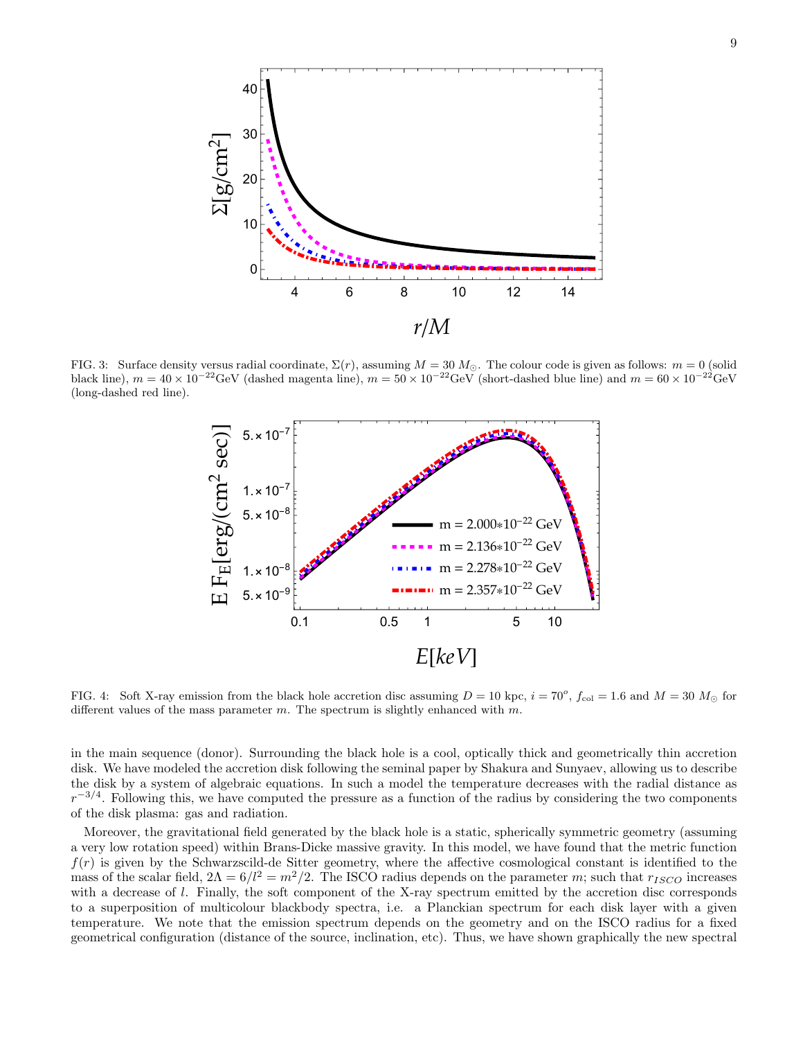FIG. 3: Surface density versus radial coordinate, $\Sigma(r)$, assuming $M = 30\ M_{\odot}$. The colour code is given as follows: $m = 0$ (solid black line), $m = 40 \times 10^{-22}$GeV (dashed magenta line), $m = 50 \times 10^{-22}$GeV (short-dashed blue line) and $m = 60 \times 10^{-22}$GeV (long-dashed red line).

FIG. 4: Soft X-ray emission from the black hole accretion disc assuming $D = 10$ kpc, $i = 70^o$, $f_{\rm col} = 1.6$ and $M = 30\ M_{\odot}$ for different values of the mass parameter $m$. The spectrum is slightly enhanced with $m$.

in the main sequence (donor). Surrounding the black hole is a cool, optically thick and geometrically thin accretion disk. We have modeled the accretion disk following the seminal paper by Shakura and Sunyaev, allowing us to describe the disk by a system of algebraic equations. In such a model the temperature decreases with the radial distance as $r^{-3/4}$. Following this, we have computed the pressure as a function of the radius by considering the two components of the disk plasma: gas and radiation.

Moreover, the gravitational field generated by the black hole is a static, spherically symmetric geometry (assuming a very low rotation speed) within Brans-Dicke massive gravity. In this model, we have found that the metric function $f(r)$ is given by the Schwarzscild-de Sitter geometry, where the affective cosmological constant is identified to the mass of the scalar field, $2\Lambda = 6/l^2 = m^2/2$. The ISCO radius depends on the parameter $m$; such that $r_{ISCO}$ increases with a decrease of $l$. Finally, the soft component of the X-ray spectrum emitted by the accretion disc corresponds to a superposition of multicolour blackbody spectra, i.e. a Planckian spectrum for each disk layer with a given temperature. We note that the emission spectrum depends on the geometry and on the ISCO radius for a fixed geometrical configuration (distance of the source, inclination, etc). Thus, we have shown graphically the new spectral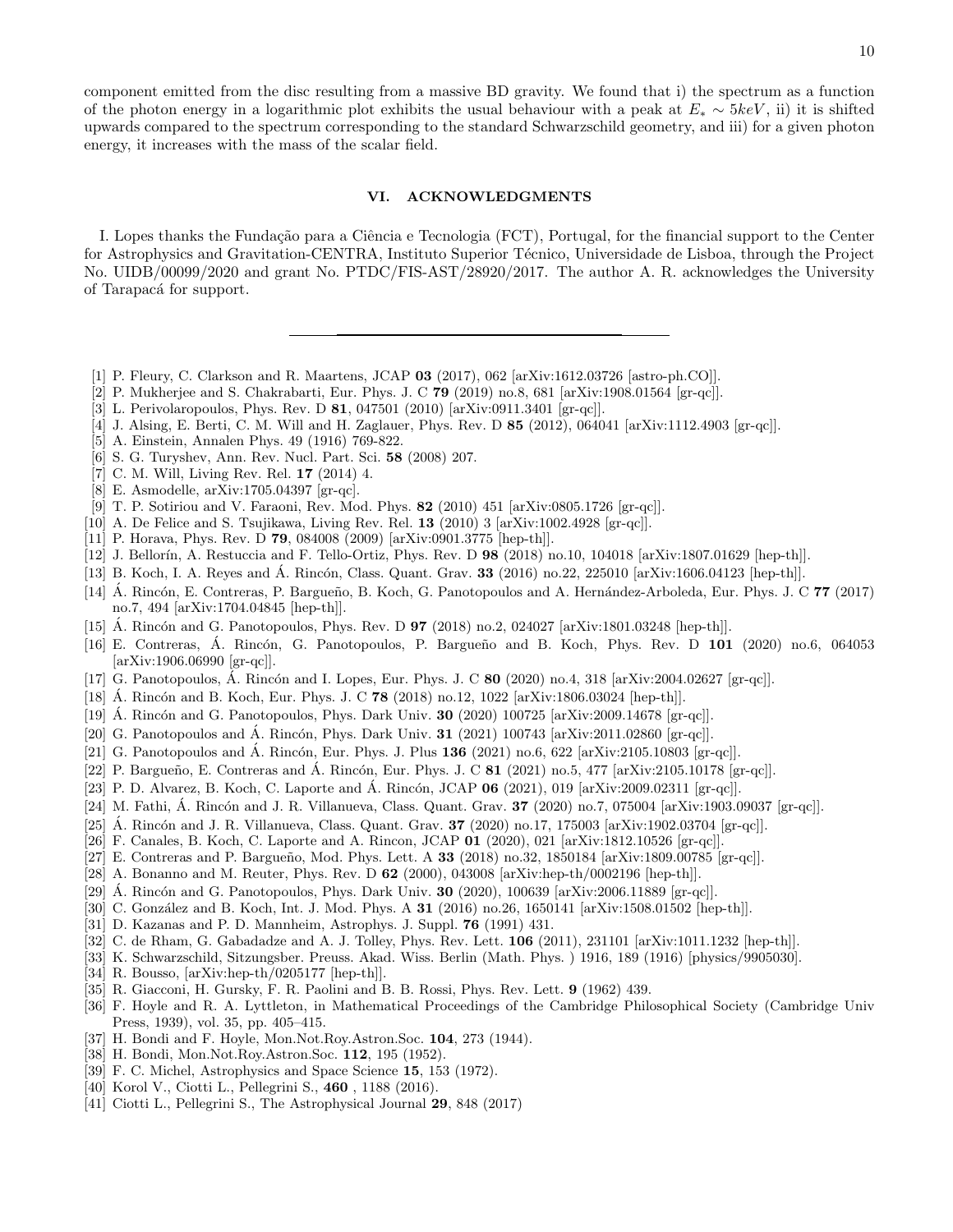component emitted from the disc resulting from a massive BD gravity. We found that i) the spectrum as a function of the photon energy in a logarithmic plot exhibits the usual behaviour with a peak at $E_* \sim 5keV$, ii) it is shifted upwards compared to the spectrum corresponding to the standard Schwarzschild geometry, and iii) for a given photon energy, it increases with the mass of the scalar field.

## VI. ACKNOWLEDGMENTS

I. Lopes thanks the Fundação para a Ciência e Tecnologia (FCT), Portugal, for the financial support to the Center for Astrophysics and Gravitation-CENTRA, Instituto Superior Técnico, Universidade de Lisboa, through the Project No. UIDB/00099/2020 and grant No. PTDC/FIS-AST/28920/2017. The author A. R. acknowledges the University of Tarapacá for support.

---

[1] P. Fleury, C. Clarkson and R. Maartens, JCAP **03** (2017), 062 [arXiv:1612.03726 [astro-ph.CO]].
[2] P. Mukherjee and S. Chakrabarti, Eur. Phys. J. C **79** (2019) no.8, 681 [arXiv:1908.01564 [gr-qc]].
[3] L. Perivolaropoulos, Phys. Rev. D **81**, 047501 (2010) [arXiv:0911.3401 [gr-qc]].
[4] J. Alsing, E. Berti, C. M. Will and H. Zaglauer, Phys. Rev. D **85** (2012), 064041 [arXiv:1112.4903 [gr-qc]].
[5] A. Einstein, Annalen Phys. 49 (1916) 769-822.
[6] S. G. Turyshev, Ann. Rev. Nucl. Part. Sci. **58** (2008) 207.
[7] C. M. Will, Living Rev. Rel. **17** (2014) 4.
[8] E. Asmodelle, arXiv:1705.04397 [gr-qc].
[9] T. P. Sotiriou and V. Faraoni, Rev. Mod. Phys. **82** (2010) 451 [arXiv:0805.1726 [gr-qc]].
[10] A. De Felice and S. Tsujikawa, Living Rev. Rel. **13** (2010) 3 [arXiv:1002.4928 [gr-qc]].
[11] P. Horava, Phys. Rev. D **79**, 084008 (2009) [arXiv:0901.3775 [hep-th]].
[12] J. Bellorín, A. Restuccia and F. Tello-Ortiz, Phys. Rev. D **98** (2018) no.10, 104018 [arXiv:1807.01629 [hep-th]].
[13] B. Koch, I. A. Reyes and Á. Rincón, Class. Quant. Grav. **33** (2016) no.22, 225010 [arXiv:1606.04123 [hep-th]].
[14] Á. Rincón, E. Contreras, P. Bargueño, B. Koch, G. Panotopoulos and A. Hernández-Arboleda, Eur. Phys. J. C **77** (2017) no.7, 494 [arXiv:1704.04845 [hep-th]].
[15] Á. Rincón and G. Panotopoulos, Phys. Rev. D **97** (2018) no.2, 024027 [arXiv:1801.03248 [hep-th]].
[16] E. Contreras, Á. Rincón, G. Panotopoulos, P. Bargueño and B. Koch, Phys. Rev. D **101** (2020) no.6, 064053 [arXiv:1906.06990 [gr-qc]].
[17] G. Panotopoulos, Á. Rincón and I. Lopes, Eur. Phys. J. C **80** (2020) no.4, 318 [arXiv:2004.02627 [gr-qc]].
[18] Á. Rincón and B. Koch, Eur. Phys. J. C **78** (2018) no.12, 1022 [arXiv:1806.03024 [hep-th]].
[19] Á. Rincón and G. Panotopoulos, Phys. Dark Univ. **30** (2020) 100725 [arXiv:2009.14678 [gr-qc]].
[20] G. Panotopoulos and Á. Rincón, Phys. Dark Univ. **31** (2021) 100743 [arXiv:2011.02860 [gr-qc]].
[21] G. Panotopoulos and Á. Rincón, Eur. Phys. J. Plus **136** (2021) no.6, 622 [arXiv:2105.10803 [gr-qc]].
[22] P. Bargueño, E. Contreras and Á. Rincón, Eur. Phys. J. C **81** (2021) no.5, 477 [arXiv:2105.10178 [gr-qc]].
[23] P. D. Alvarez, B. Koch, C. Laporte and Á. Rincón, JCAP **06** (2021), 019 [arXiv:2009.02311 [gr-qc]].
[24] M. Fathi, Á. Rincón and J. R. Villanueva, Class. Quant. Grav. **37** (2020) no.7, 075004 [arXiv:1903.09037 [gr-qc]].
[25] Á. Rincón and J. R. Villanueva, Class. Quant. Grav. **37** (2020) no.17, 175003 [arXiv:1902.03704 [gr-qc]].
[26] F. Canales, B. Koch, C. Laporte and A. Rincon, JCAP **01** (2020), 021 [arXiv:1812.10526 [gr-qc]].
[27] E. Contreras and P. Bargueño, Mod. Phys. Lett. A **33** (2018) no.32, 1850184 [arXiv:1809.00785 [gr-qc]].
[28] A. Bonanno and M. Reuter, Phys. Rev. D **62** (2000), 043008 [arXiv:hep-th/0002196 [hep-th]].
[29] Á. Rincón and G. Panotopoulos, Phys. Dark Univ. **30** (2020), 100639 [arXiv:2006.11889 [gr-qc]].
[30] C. González and B. Koch, Int. J. Mod. Phys. A **31** (2016) no.26, 1650141 [arXiv:1508.01502 [hep-th]].
[31] D. Kazanas and P. D. Mannheim, Astrophys. J. Suppl. **76** (1991) 431.
[32] C. de Rham, G. Gabadadze and A. J. Tolley, Phys. Rev. Lett. **106** (2011), 231101 [arXiv:1011.1232 [hep-th]].
[33] K. Schwarzschild, Sitzungsber. Preuss. Akad. Wiss. Berlin (Math. Phys. ) 1916, 189 (1916) [physics/9905030].
[34] R. Bousso, [arXiv:hep-th/0205177 [hep-th]].
[35] R. Giacconi, H. Gursky, F. R. Paolini and B. B. Rossi, Phys. Rev. Lett. **9** (1962) 439.
[36] F. Hoyle and R. A. Lyttleton, in Mathematical Proceedings of the Cambridge Philosophical Society (Cambridge Univ Press, 1939), vol. 35, pp. 405–415.
[37] H. Bondi and F. Hoyle, Mon.Not.Roy.Astron.Soc. **104**, 273 (1944).
[38] H. Bondi, Mon.Not.Roy.Astron.Soc. **112**, 195 (1952).
[39] F. C. Michel, Astrophysics and Space Science **15**, 153 (1972).
[40] Korol V., Ciotti L., Pellegrini S., **460** , 1188 (2016).
[41] Ciotti L., Pellegrini S., The Astrophysical Journal **29**, 848 (2017)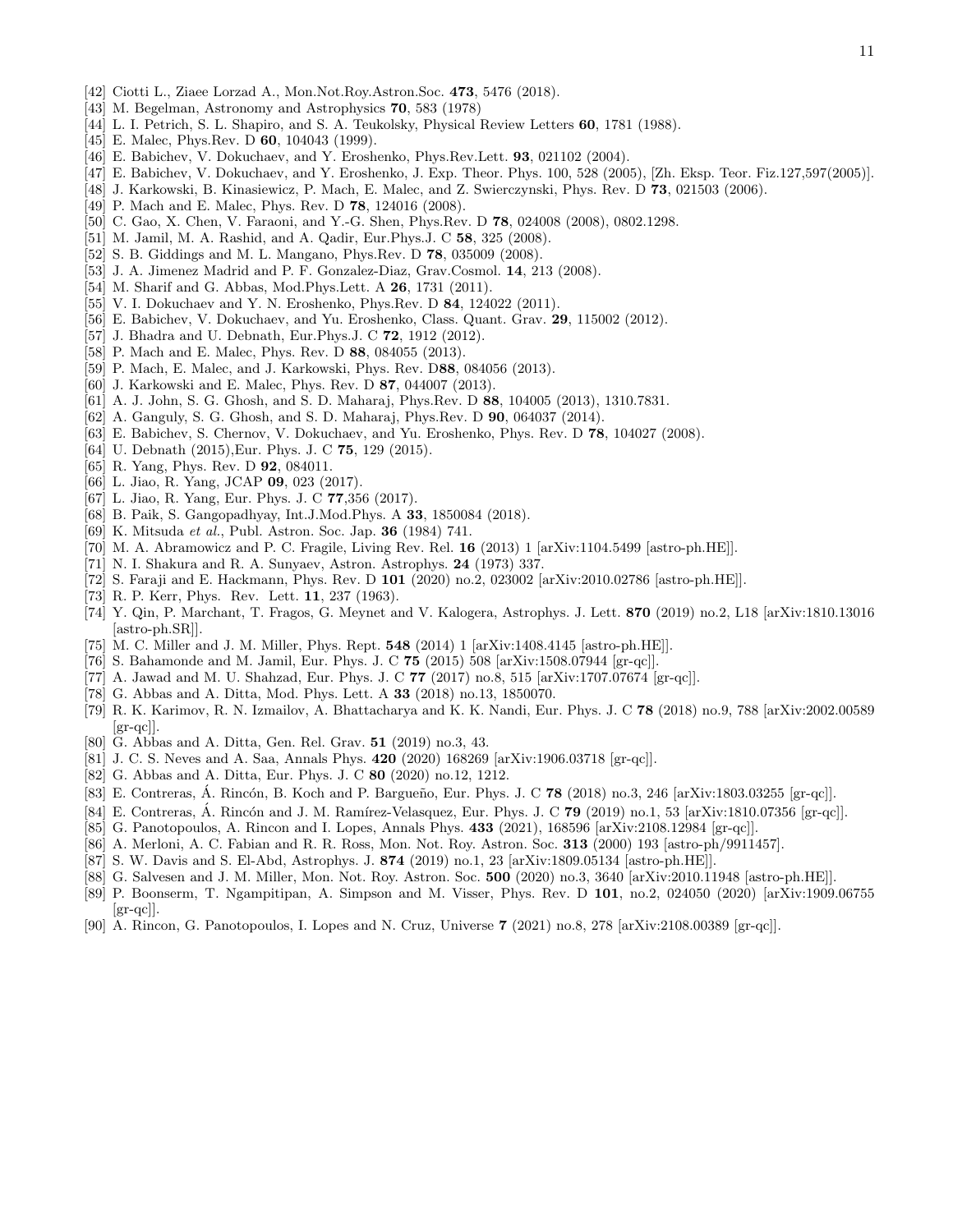[42] Ciotti L., Ziaee Lorzad A., Mon.Not.Roy.Astron.Soc. **473**, 5476 (2018).
[43] M. Begelman, Astronomy and Astrophysics **70**, 583 (1978)
[44] L. I. Petrich, S. L. Shapiro, and S. A. Teukolsky, Physical Review Letters **60**, 1781 (1988).
[45] E. Malec, Phys.Rev. D **60**, 104043 (1999).
[46] E. Babichev, V. Dokuchaev, and Y. Eroshenko, Phys.Rev.Lett. **93**, 021102 (2004).
[47] E. Babichev, V. Dokuchaev, and Y. Eroshenko, J. Exp. Theor. Phys. 100, 528 (2005), [Zh. Eksp. Teor. Fiz.127,597(2005)].
[48] J. Karkowski, B. Kinasiewicz, P. Mach, E. Malec, and Z. Swierczynski, Phys. Rev. D **73**, 021503 (2006).
[49] P. Mach and E. Malec, Phys. Rev. D **78**, 124016 (2008).
[50] C. Gao, X. Chen, V. Faraoni, and Y.-G. Shen, Phys.Rev. D **78**, 024008 (2008), 0802.1298.
[51] M. Jamil, M. A. Rashid, and A. Qadir, Eur.Phys.J. C **58**, 325 (2008).
[52] S. B. Giddings and M. L. Mangano, Phys.Rev. D **78**, 035009 (2008).
[53] J. A. Jimenez Madrid and P. F. Gonzalez-Diaz, Grav.Cosmol. **14**, 213 (2008).
[54] M. Sharif and G. Abbas, Mod.Phys.Lett. A **26**, 1731 (2011).
[55] V. I. Dokuchaev and Y. N. Eroshenko, Phys.Rev. D **84**, 124022 (2011).
[56] E. Babichev, V. Dokuchaev, and Yu. Eroshenko, Class. Quant. Grav. **29**, 115002 (2012).
[57] J. Bhadra and U. Debnath, Eur.Phys.J. C **72**, 1912 (2012).
[58] P. Mach and E. Malec, Phys. Rev. D **88**, 084055 (2013).
[59] P. Mach, E. Malec, and J. Karkowski, Phys. Rev. D**88**, 084056 (2013).
[60] J. Karkowski and E. Malec, Phys. Rev. D **87**, 044007 (2013).
[61] A. J. John, S. G. Ghosh, and S. D. Maharaj, Phys.Rev. D **88**, 104005 (2013), 1310.7831.
[62] A. Ganguly, S. G. Ghosh, and S. D. Maharaj, Phys.Rev. D **90**, 064037 (2014).
[63] E. Babichev, S. Chernov, V. Dokuchaev, and Yu. Eroshenko, Phys. Rev. D **78**, 104027 (2008).
[64] U. Debnath (2015),Eur. Phys. J. C **75**, 129 (2015).
[65] R. Yang, Phys. Rev. D **92**, 084011.
[66] L. Jiao, R. Yang, JCAP **09**, 023 (2017).
[67] L. Jiao, R. Yang, Eur. Phys. J. C **77**,356 (2017).
[68] B. Paik, S. Gangopadhyay, Int.J.Mod.Phys. A **33**, 1850084 (2018).
[69] K. Mitsuda *et al.*, Publ. Astron. Soc. Jap. **36** (1984) 741.
[70] M. A. Abramowicz and P. C. Fragile, Living Rev. Rel. **16** (2013) 1 [arXiv:1104.5499 [astro-ph.HE]].
[71] N. I. Shakura and R. A. Sunyaev, Astron. Astrophys. **24** (1973) 337.
[72] S. Faraji and E. Hackmann, Phys. Rev. D **101** (2020) no.2, 023002 [arXiv:2010.02786 [astro-ph.HE]].
[73] R. P. Kerr, Phys. Rev. Lett. **11**, 237 (1963).
[74] Y. Qin, P. Marchant, T. Fragos, G. Meynet and V. Kalogera, Astrophys. J. Lett. **870** (2019) no.2, L18 [arXiv:1810.13016 [astro-ph.SR]].
[75] M. C. Miller and J. M. Miller, Phys. Rept. **548** (2014) 1 [arXiv:1408.4145 [astro-ph.HE]].
[76] S. Bahamonde and M. Jamil, Eur. Phys. J. C **75** (2015) 508 [arXiv:1508.07944 [gr-qc]].
[77] A. Jawad and M. U. Shahzad, Eur. Phys. J. C **77** (2017) no.8, 515 [arXiv:1707.07674 [gr-qc]].
[78] G. Abbas and A. Ditta, Mod. Phys. Lett. A **33** (2018) no.13, 1850070.
[79] R. K. Karimov, R. N. Izmailov, A. Bhattacharya and K. K. Nandi, Eur. Phys. J. C **78** (2018) no.9, 788 [arXiv:2002.00589 [gr-qc]].
[80] G. Abbas and A. Ditta, Gen. Rel. Grav. **51** (2019) no.3, 43.
[81] J. C. S. Neves and A. Saa, Annals Phys. **420** (2020) 168269 [arXiv:1906.03718 [gr-qc]].
[82] G. Abbas and A. Ditta, Eur. Phys. J. C **80** (2020) no.12, 1212.
[83] E. Contreras, Á. Rincón, B. Koch and P. Bargueño, Eur. Phys. J. C **78** (2018) no.3, 246 [arXiv:1803.03255 [gr-qc]].
[84] E. Contreras, Á. Rincón and J. M. Ramírez-Velasquez, Eur. Phys. J. C **79** (2019) no.1, 53 [arXiv:1810.07356 [gr-qc]].
[85] G. Panotopoulos, A. Rincon and I. Lopes, Annals Phys. **433** (2021), 168596 [arXiv:2108.12984 [gr-qc]].
[86] A. Merloni, A. C. Fabian and R. R. Ross, Mon. Not. Roy. Astron. Soc. **313** (2000) 193 [astro-ph/9911457].
[87] S. W. Davis and S. El-Abd, Astrophys. J. **874** (2019) no.1, 23 [arXiv:1809.05134 [astro-ph.HE]].
[88] G. Salvesen and J. M. Miller, Mon. Not. Roy. Astron. Soc. **500** (2020) no.3, 3640 [arXiv:2010.11948 [astro-ph.HE]].
[89] P. Boonserm, T. Ngampitipan, A. Simpson and M. Visser, Phys. Rev. D **101**, no.2, 024050 (2020) [arXiv:1909.06755 [gr-qc]].
[90] A. Rincon, G. Panotopoulos, I. Lopes and N. Cruz, Universe **7** (2021) no.8, 278 [arXiv:2108.00389 [gr-qc]].